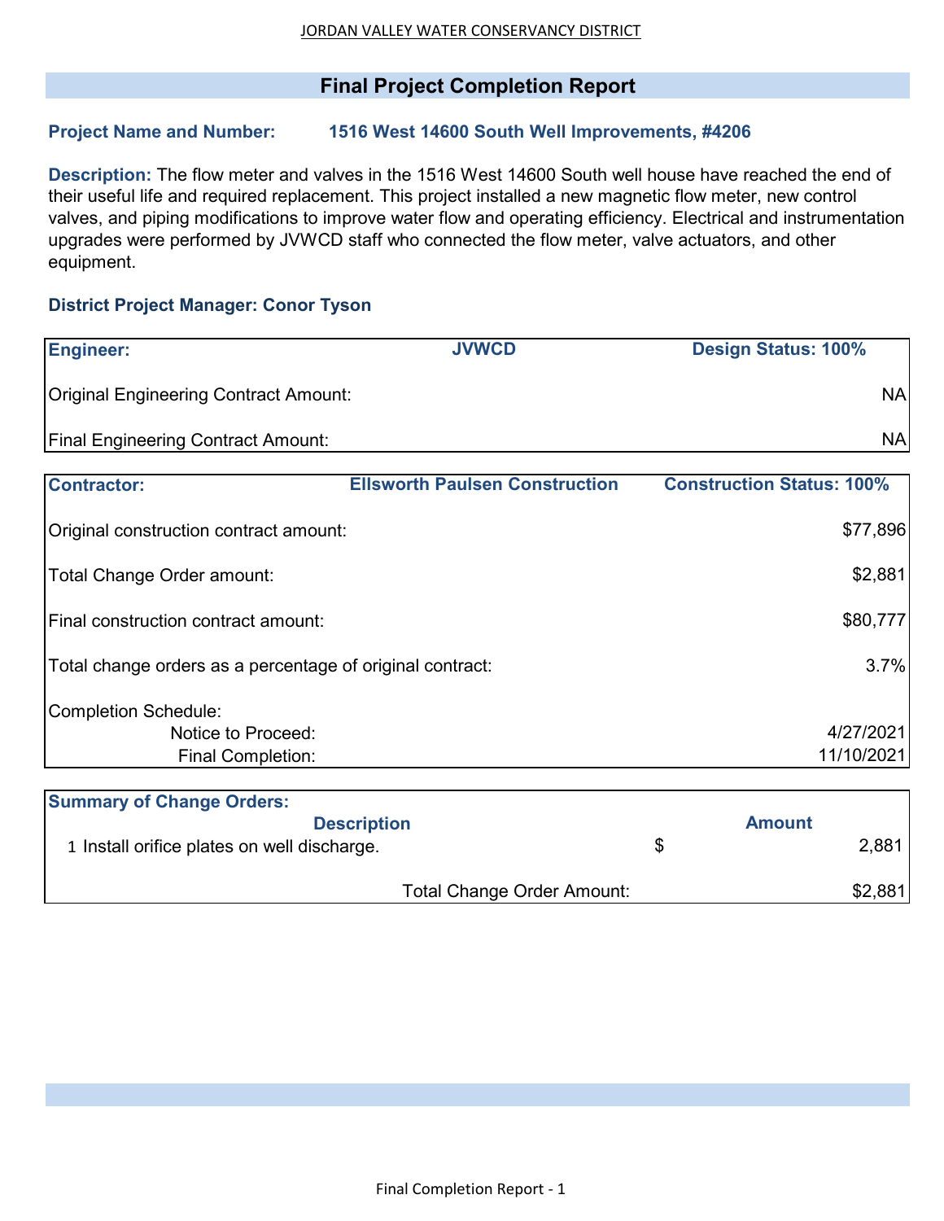JORDAN VALLEY WATER CONSERVANCY DISTRICT

# Final Project Completion Report

**Project Name and Number:** **1516 West 14600 South Well Improvements, #4206**

**Description:** The flow meter and valves in the 1516 West 14600 South well house have reached the end of their useful life and required replacement. This project installed a new magnetic flow meter, new control valves, and piping modifications to improve water flow and operating efficiency. Electrical and instrumentation upgrades were performed by JVWCD staff who connected the flow meter, valve actuators, and other equipment.

**District Project Manager: Conor Tyson**

| **Engineer:** | **JVWCD** | **Design Status: 100%** |
|---|---|---|
| Original Engineering Contract Amount: | | NA |
| Final Engineering Contract Amount: | | NA |

| **Contractor:** | **Ellsworth Paulsen Construction** | **Construction Status: 100%** |
|---|---|---|
| Original construction contract amount: | | $77,896 |
| Total Change Order amount: | | $2,881 |
| Final construction contract amount: | | $80,777 |
| Total change orders as a percentage of original contract: | | 3.7% |
| Completion Schedule: | | |
| Notice to Proceed: | | 4/27/2021 |
| Final Completion: | | 11/10/2021 |

**Summary of Change Orders:**

| | **Description** | **Amount** |
|---|---|---|
| 1 | Install orifice plates on well discharge. | $ 2,881 |
| | Total Change Order Amount: | $2,881 |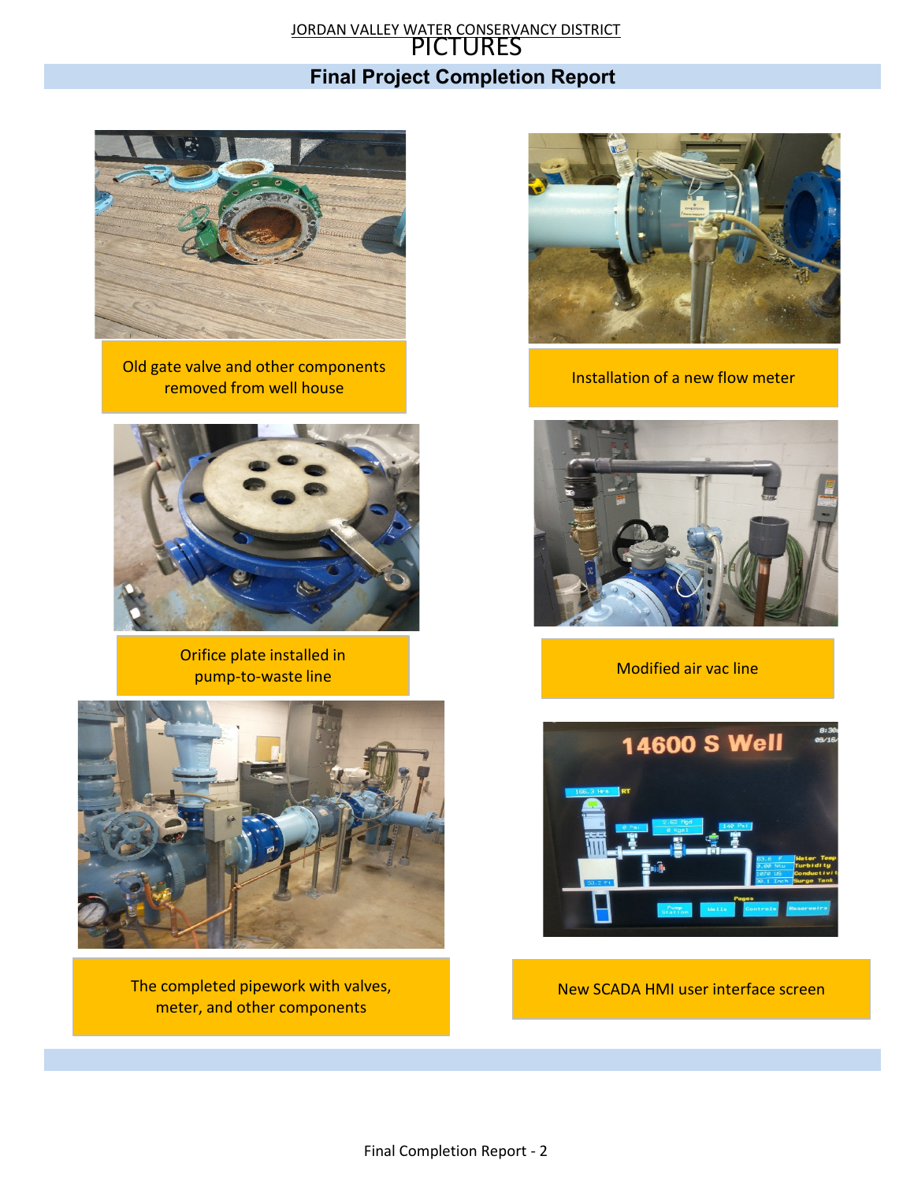JORDAN VALLEY WATER CONSERVANCY DISTRICT

# PICTURES

## Final Project Completion Report

Old gate valve and other components removed from well house

Installation of a new flow meter

Orifice plate installed in pump-to-waste line

Modified air vac line

The completed pipework with valves, meter, and other components

New SCADA HMI user interface screen